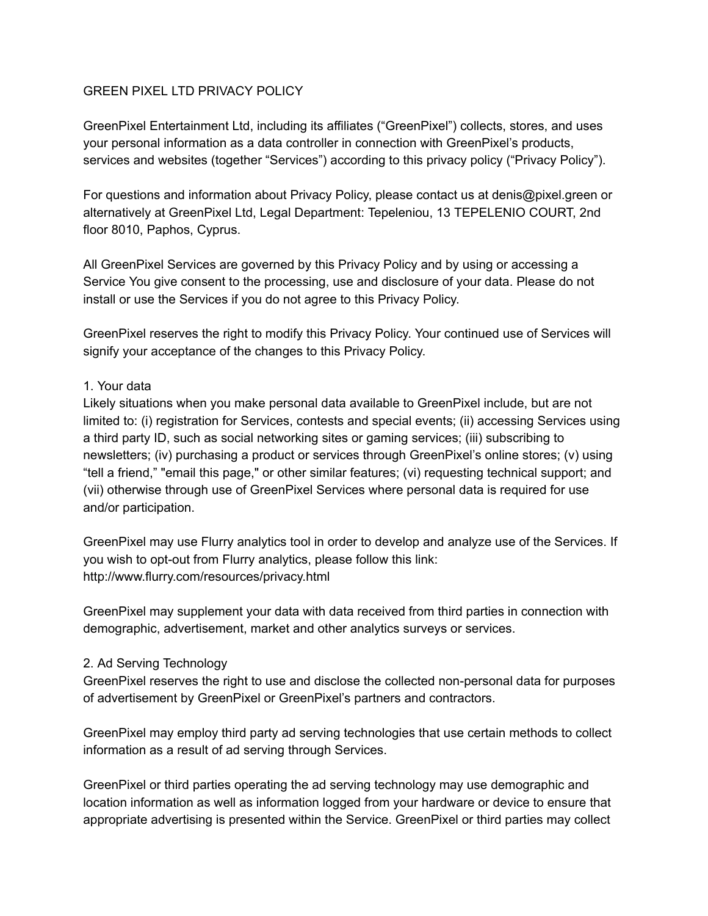# GREEN PIXEL LTD PRIVACY POLICY

GreenPixel Entertainment Ltd, including its affiliates (“GreenPixel”) collects, stores, and uses your personal information as a data controller in connection with GreenPixel’s products, services and websites (together “Services”) according to this privacy policy (“Privacy Policy”).

For questions and information about Privacy Policy, please contact us at denis@pixel.green or alternatively at GreenPixel Ltd, Legal Department: Tepeleniou, 13 TEPELENIO COURT, 2nd floor 8010, Paphos, Cyprus.

All GreenPixel Services are governed by this Privacy Policy and by using or accessing a Service You give consent to the processing, use and disclosure of your data. Please do not install or use the Services if you do not agree to this Privacy Policy.

GreenPixel reserves the right to modify this Privacy Policy. Your continued use of Services will signify your acceptance of the changes to this Privacy Policy.

## 1. Your data

Likely situations when you make personal data available to GreenPixel include, but are not limited to: (i) registration for Services, contests and special events; (ii) accessing Services using a third party ID, such as social networking sites or gaming services; (iii) subscribing to newsletters; (iv) purchasing a product or services through GreenPixel’s online stores; (v) using “tell a friend,” "email this page," or other similar features; (vi) requesting technical support; and (vii) otherwise through use of GreenPixel Services where personal data is required for use and/or participation.

GreenPixel may use Flurry analytics tool in order to develop and analyze use of the Services. If you wish to opt-out from Flurry analytics, please follow this link: http://www.flurry.com/resources/privacy.html

GreenPixel may supplement your data with data received from third parties in connection with demographic, advertisement, market and other analytics surveys or services.

## 2. Ad Serving Technology

GreenPixel reserves the right to use and disclose the collected non-personal data for purposes of advertisement by GreenPixel or GreenPixel’s partners and contractors.

GreenPixel may employ third party ad serving technologies that use certain methods to collect information as a result of ad serving through Services.

GreenPixel or third parties operating the ad serving technology may use demographic and location information as well as information logged from your hardware or device to ensure that appropriate advertising is presented within the Service. GreenPixel or third parties may collect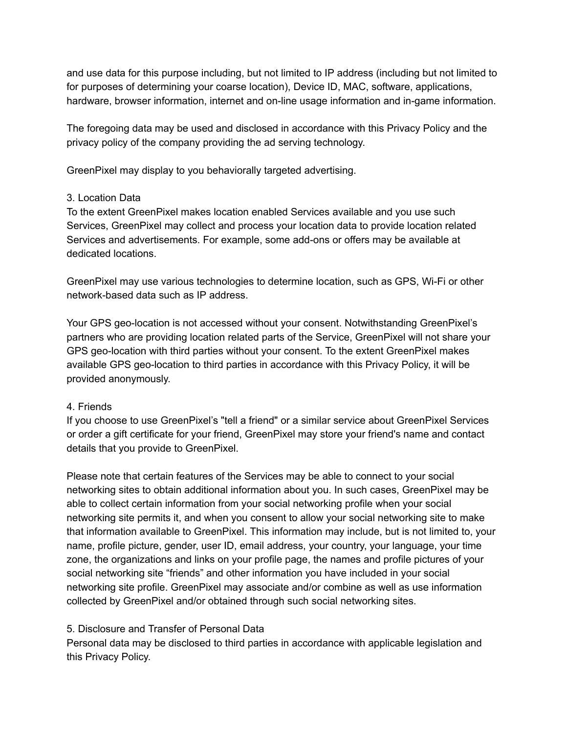and use data for this purpose including, but not limited to IP address (including but not limited to for purposes of determining your coarse location), Device ID, MAC, software, applications, hardware, browser information, internet and on-line usage information and in-game information.

The foregoing data may be used and disclosed in accordance with this Privacy Policy and the privacy policy of the company providing the ad serving technology.

GreenPixel may display to you behaviorally targeted advertising.

## 3. Location Data

To the extent GreenPixel makes location enabled Services available and you use such Services, GreenPixel may collect and process your location data to provide location related Services and advertisements. For example, some add-ons or offers may be available at dedicated locations.

GreenPixel may use various technologies to determine location, such as GPS, Wi-Fi or other network-based data such as IP address.

Your GPS geo-location is not accessed without your consent. Notwithstanding GreenPixel's partners who are providing location related parts of the Service, GreenPixel will not share your GPS geo-location with third parties without your consent. To the extent GreenPixel makes available GPS geo-location to third parties in accordance with this Privacy Policy, it will be provided anonymously.

## 4. Friends

If you choose to use GreenPixel's "tell a friend" or a similar service about GreenPixel Services or order a gift certificate for your friend, GreenPixel may store your friend's name and contact details that you provide to GreenPixel.

Please note that certain features of the Services may be able to connect to your social networking sites to obtain additional information about you. In such cases, GreenPixel may be able to collect certain information from your social networking profile when your social networking site permits it, and when you consent to allow your social networking site to make that information available to GreenPixel. This information may include, but is not limited to, your name, profile picture, gender, user ID, email address, your country, your language, your time zone, the organizations and links on your profile page, the names and profile pictures of your social networking site "friends" and other information you have included in your social networking site profile. GreenPixel may associate and/or combine as well as use information collected by GreenPixel and/or obtained through such social networking sites.

## 5. Disclosure and Transfer of Personal Data

Personal data may be disclosed to third parties in accordance with applicable legislation and this Privacy Policy.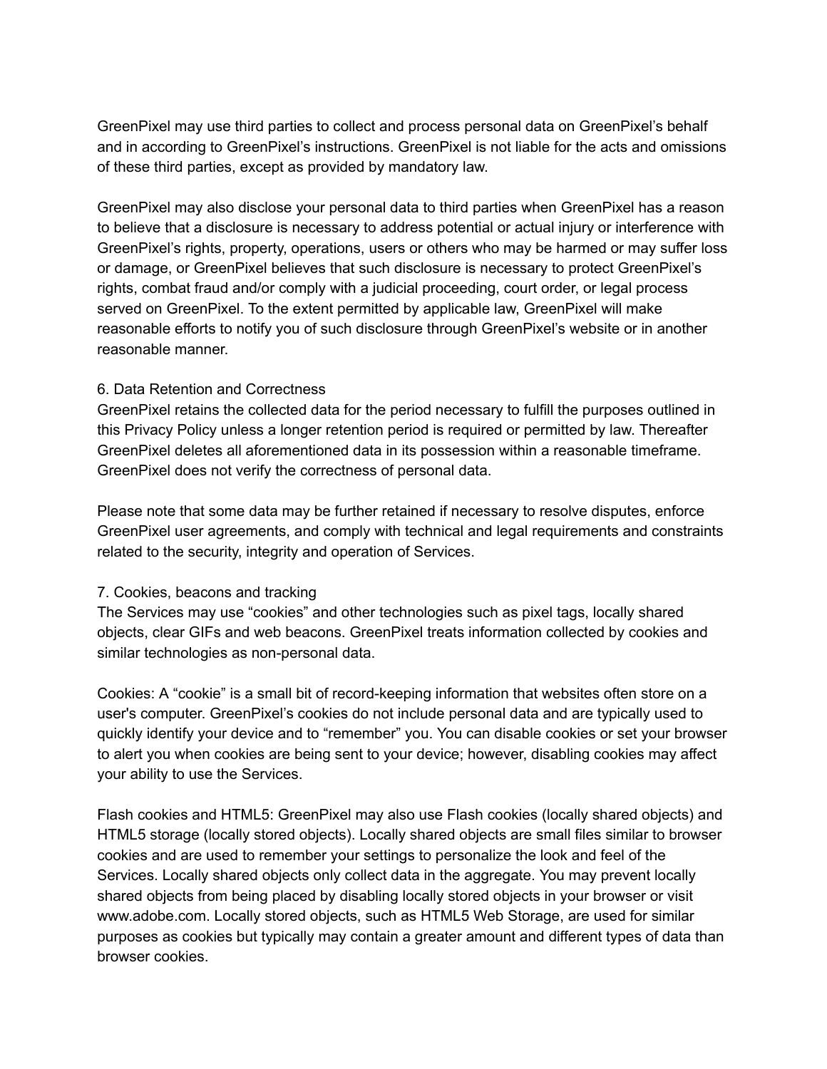GreenPixel may use third parties to collect and process personal data on GreenPixel's behalf and in according to GreenPixel's instructions. GreenPixel is not liable for the acts and omissions of these third parties, except as provided by mandatory law.

GreenPixel may also disclose your personal data to third parties when GreenPixel has a reason to believe that a disclosure is necessary to address potential or actual injury or interference with GreenPixel's rights, property, operations, users or others who may be harmed or may suffer loss or damage, or GreenPixel believes that such disclosure is necessary to protect GreenPixel's rights, combat fraud and/or comply with a judicial proceeding, court order, or legal process served on GreenPixel. To the extent permitted by applicable law, GreenPixel will make reasonable efforts to notify you of such disclosure through GreenPixel's website or in another reasonable manner.

## 6. Data Retention and Correctness

GreenPixel retains the collected data for the period necessary to fulfill the purposes outlined in this Privacy Policy unless a longer retention period is required or permitted by law. Thereafter GreenPixel deletes all aforementioned data in its possession within a reasonable timeframe. GreenPixel does not verify the correctness of personal data.

Please note that some data may be further retained if necessary to resolve disputes, enforce GreenPixel user agreements, and comply with technical and legal requirements and constraints related to the security, integrity and operation of Services.

## 7. Cookies, beacons and tracking

The Services may use "cookies" and other technologies such as pixel tags, locally shared objects, clear GIFs and web beacons. GreenPixel treats information collected by cookies and similar technologies as non-personal data.

Cookies: A "cookie" is a small bit of record-keeping information that websites often store on a user's computer. GreenPixel's cookies do not include personal data and are typically used to quickly identify your device and to "remember" you. You can disable cookies or set your browser to alert you when cookies are being sent to your device; however, disabling cookies may affect your ability to use the Services.

Flash cookies and HTML5: GreenPixel may also use Flash cookies (locally shared objects) and HTML5 storage (locally stored objects). Locally shared objects are small files similar to browser cookies and are used to remember your settings to personalize the look and feel of the Services. Locally shared objects only collect data in the aggregate. You may prevent locally shared objects from being placed by disabling locally stored objects in your browser or visit www.adobe.com. Locally stored objects, such as HTML5 Web Storage, are used for similar purposes as cookies but typically may contain a greater amount and different types of data than browser cookies.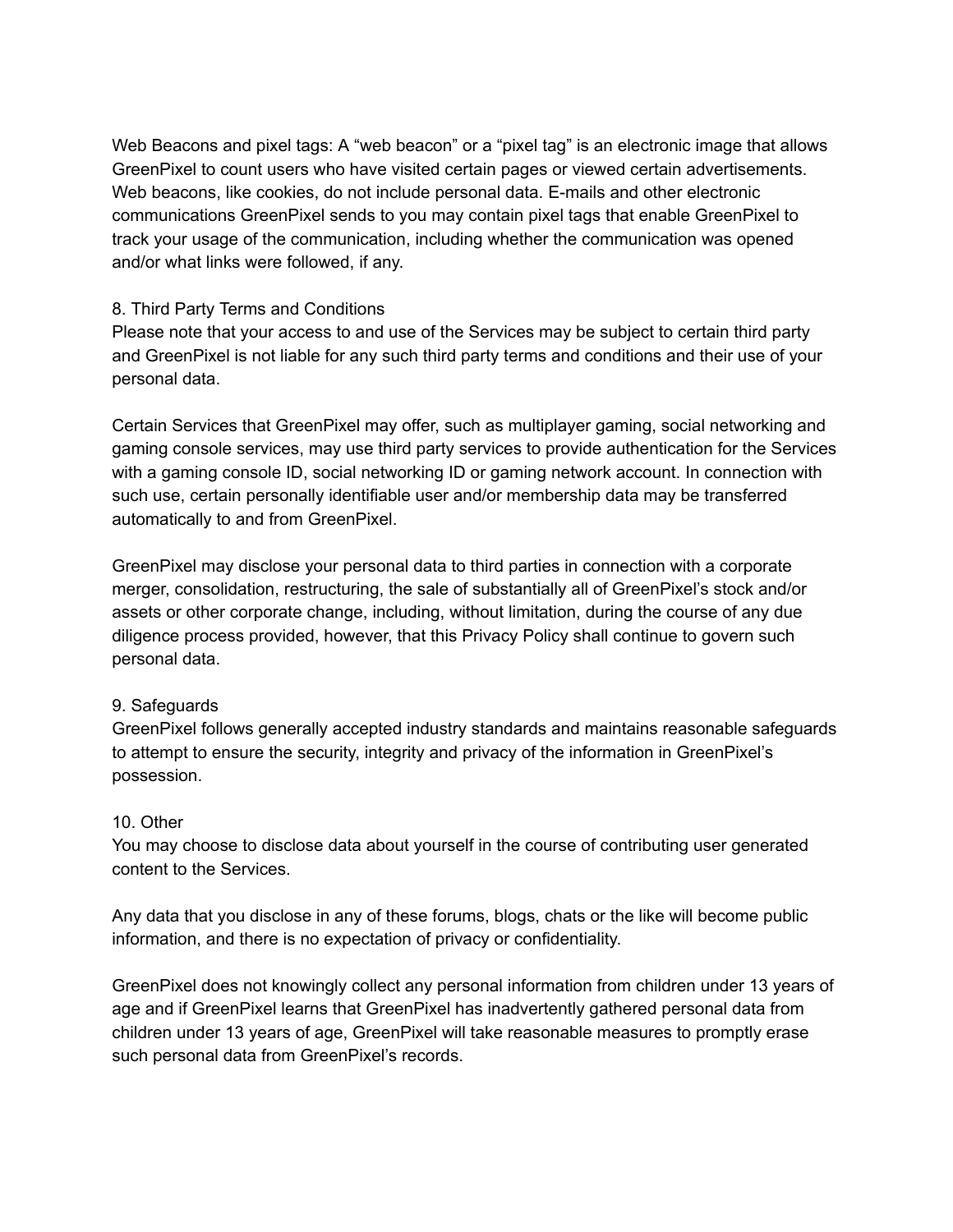Web Beacons and pixel tags: A “web beacon” or a “pixel tag” is an electronic image that allows GreenPixel to count users who have visited certain pages or viewed certain advertisements. Web beacons, like cookies, do not include personal data. E-mails and other electronic communications GreenPixel sends to you may contain pixel tags that enable GreenPixel to track your usage of the communication, including whether the communication was opened and/or what links were followed, if any.

## 8. Third Party Terms and Conditions

Please note that your access to and use of the Services may be subject to certain third party and GreenPixel is not liable for any such third party terms and conditions and their use of your personal data.

Certain Services that GreenPixel may offer, such as multiplayer gaming, social networking and gaming console services, may use third party services to provide authentication for the Services with a gaming console ID, social networking ID or gaming network account. In connection with such use, certain personally identifiable user and/or membership data may be transferred automatically to and from GreenPixel.

GreenPixel may disclose your personal data to third parties in connection with a corporate merger, consolidation, restructuring, the sale of substantially all of GreenPixel’s stock and/or assets or other corporate change, including, without limitation, during the course of any due diligence process provided, however, that this Privacy Policy shall continue to govern such personal data.

## 9. Safeguards

GreenPixel follows generally accepted industry standards and maintains reasonable safeguards to attempt to ensure the security, integrity and privacy of the information in GreenPixel’s possession.

## 10. Other

You may choose to disclose data about yourself in the course of contributing user generated content to the Services.

Any data that you disclose in any of these forums, blogs, chats or the like will become public information, and there is no expectation of privacy or confidentiality.

GreenPixel does not knowingly collect any personal information from children under 13 years of age and if GreenPixel learns that GreenPixel has inadvertently gathered personal data from children under 13 years of age, GreenPixel will take reasonable measures to promptly erase such personal data from GreenPixel’s records.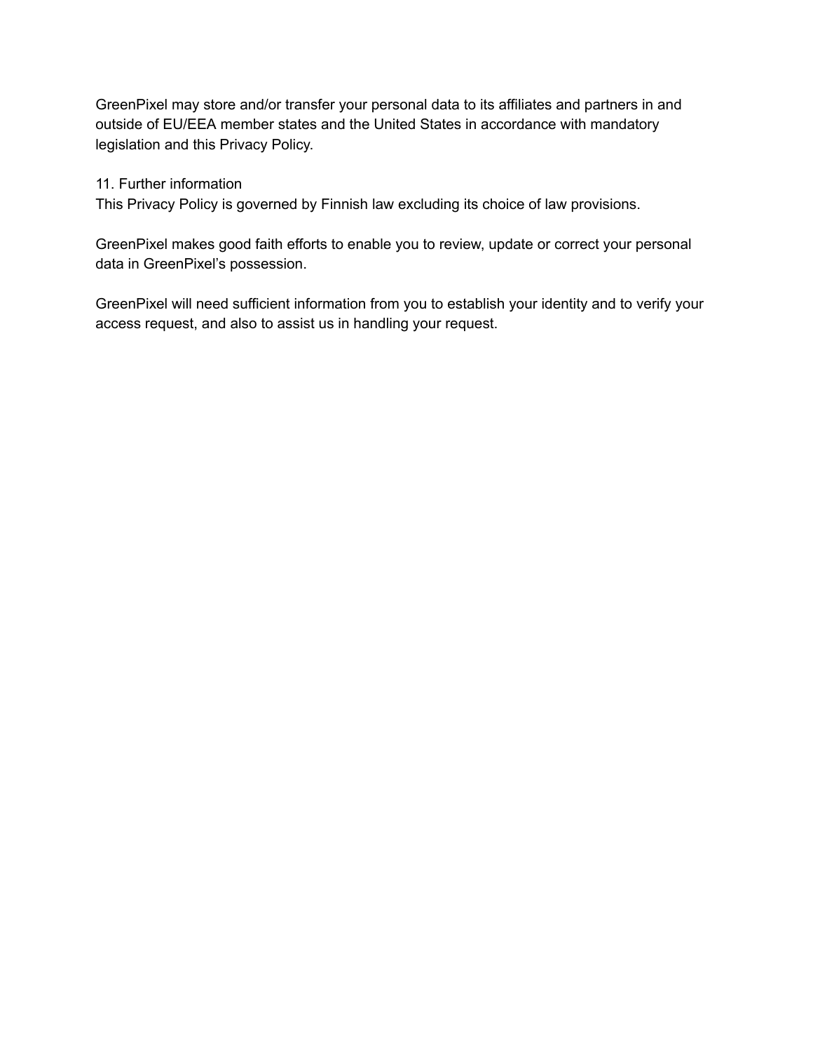GreenPixel may store and/or transfer your personal data to its affiliates and partners in and outside of EU/EEA member states and the United States in accordance with mandatory legislation and this Privacy Policy.

## 11. Further information

This Privacy Policy is governed by Finnish law excluding its choice of law provisions.

GreenPixel makes good faith efforts to enable you to review, update or correct your personal data in GreenPixel's possession.

GreenPixel will need sufficient information from you to establish your identity and to verify your access request, and also to assist us in handling your request.